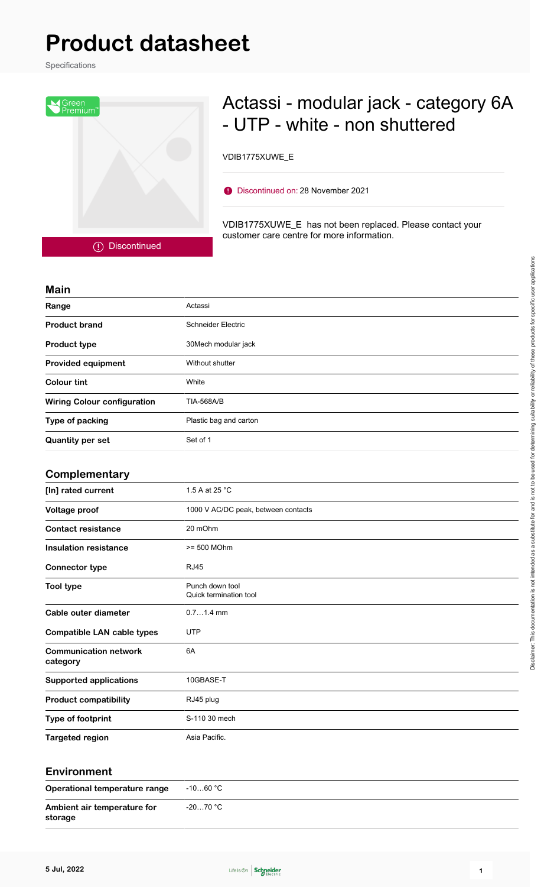# Product datasheet

Specifications

Green Premium™

## Actassi - modular jack - category 6A - UTP - white - non shuttered

VDIB1775XUWE_E

Discontinued on: 28 November 2021

VDIB1775XUWE_E has not been replaced. Please contact your customer care centre for more information.

Discontinued

### Main

| | |
|---|---|
| **Range** | Actassi |
| **Product brand** | Schneider Electric |
| **Product type** | 30Mech modular jack |
| **Provided equipment** | Without shutter |
| **Colour tint** | White |
| **Wiring Colour configuration** | TIA-568A/B |
| **Type of packing** | Plastic bag and carton |
| **Quantity per set** | Set of 1 |

### Complementary

| | |
|---|---|
| **[In] rated current** | 1.5 A at 25 °C |
| **Voltage proof** | 1000 V AC/DC peak, between contacts |
| **Contact resistance** | 20 mOhm |
| **Insulation resistance** | >= 500 MOhm |
| **Connector type** | RJ45 |
| **Tool type** | Punch down tool<br>Quick termination tool |
| **Cable outer diameter** | 0.7…1.4 mm |
| **Compatible LAN cable types** | UTP |
| **Communication network category** | 6A |
| **Supported applications** | 10GBASE-T |
| **Product compatibility** | RJ45 plug |
| **Type of footprint** | S-110 30 mech |
| **Targeted region** | Asia Pacific. |

### Environment

| | |
|---|---|
| **Operational temperature range** | -10…60 °C |
| **Ambient air temperature for storage** | -20…70 °C |

Disclaimer: This documentation is not intended as a substitute for and is not to be used for determining suitability or reliability of these products for specific user applications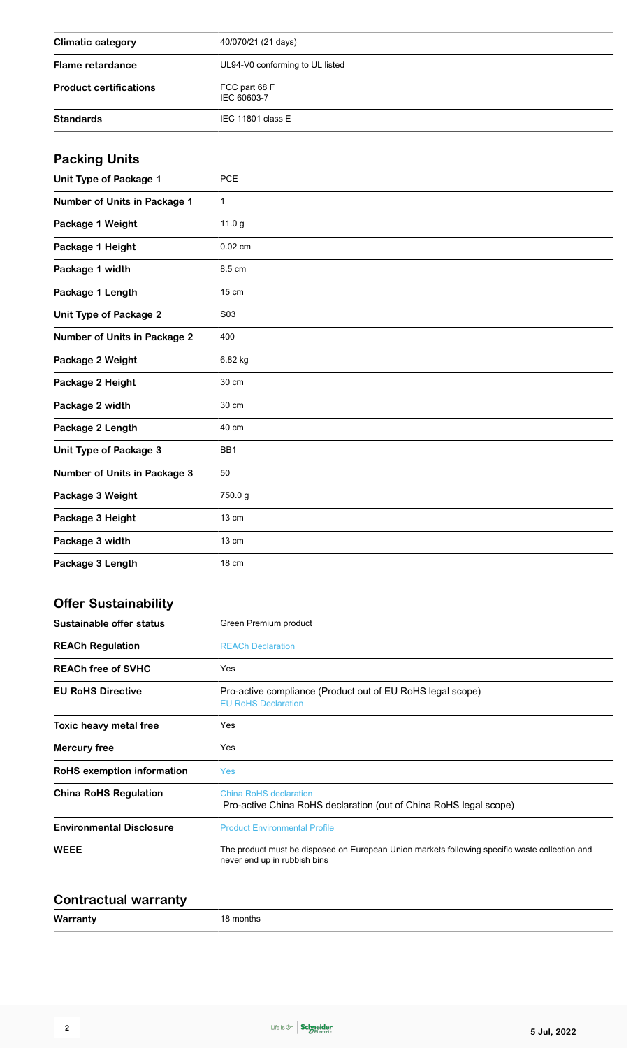| | |
|---|---|
| **Climatic category** | 40/070/21 (21 days) |
| **Flame retardance** | UL94-V0 conforming to UL listed |
| **Product certifications** | FCC part 68 F<br>IEC 60603-7 |
| **Standards** | IEC 11801 class E |

## Packing Units

| | |
|---|---|
| **Unit Type of Package 1** | PCE |
| **Number of Units in Package 1** | 1 |
| **Package 1 Weight** | 11.0 g |
| **Package 1 Height** | 0.02 cm |
| **Package 1 width** | 8.5 cm |
| **Package 1 Length** | 15 cm |
| **Unit Type of Package 2** | S03 |
| **Number of Units in Package 2** | 400 |
| **Package 2 Weight** | 6.82 kg |
| **Package 2 Height** | 30 cm |
| **Package 2 width** | 30 cm |
| **Package 2 Length** | 40 cm |
| **Unit Type of Package 3** | BB1 |
| **Number of Units in Package 3** | 50 |
| **Package 3 Weight** | 750.0 g |
| **Package 3 Height** | 13 cm |
| **Package 3 width** | 13 cm |
| **Package 3 Length** | 18 cm |

## Offer Sustainability

| | |
|---|---|
| **Sustainable offer status** | Green Premium product |
| **REACh Regulation** | REACh Declaration |
| **REACh free of SVHC** | Yes |
| **EU RoHS Directive** | Pro-active compliance (Product out of EU RoHS legal scope)<br>EU RoHS Declaration |
| **Toxic heavy metal free** | Yes |
| **Mercury free** | Yes |
| **RoHS exemption information** | Yes |
| **China RoHS Regulation** | China RoHS declaration<br>Pro-active China RoHS declaration (out of China RoHS legal scope) |
| **Environmental Disclosure** | Product Environmental Profile |
| **WEEE** | The product must be disposed on European Union markets following specific waste collection and never end up in rubbish bins |

## Contractual warranty

| | |
|---|---|
| **Warranty** | 18 months |